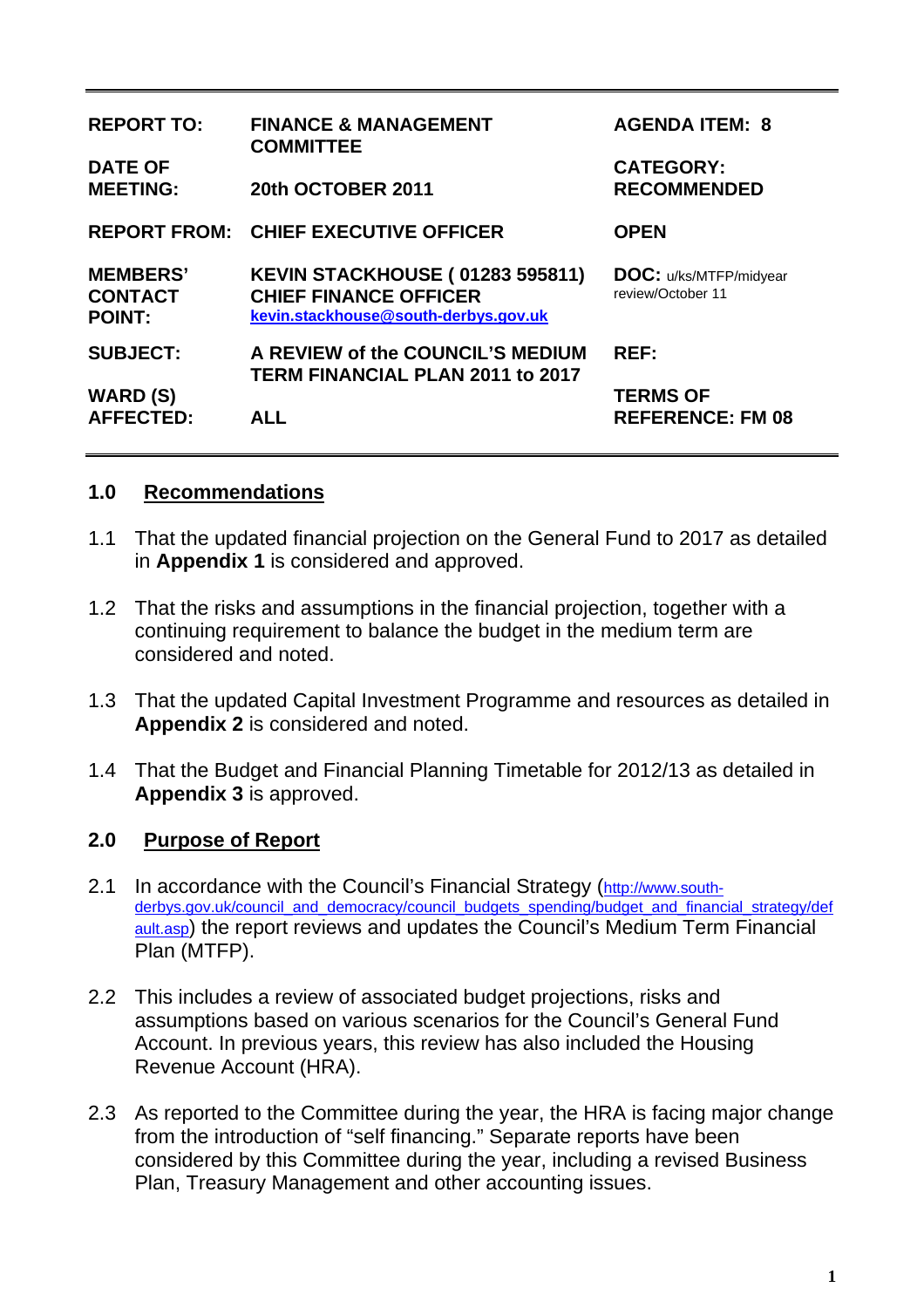| | | |
|---|---|---|
| **REPORT TO:** | **FINANCE & MANAGEMENT COMMITTEE** | **AGENDA ITEM: 8** |
| **DATE OF MEETING:** | **20th OCTOBER 2011** | **CATEGORY: RECOMMENDED** |
| **REPORT FROM:** | **CHIEF EXECUTIVE OFFICER** | **OPEN** |
| **MEMBERS' CONTACT POINT:** | **KEVIN STACKHOUSE ( 01283 595811) CHIEF FINANCE OFFICER** kevin.stackhouse@south-derbys.gov.uk | **DOC:** u/ks/MTFP/midyear review/October 11 |
| **SUBJECT:** | **A REVIEW of the COUNCIL'S MEDIUM TERM FINANCIAL PLAN 2011 to 2017** | **REF:** |
| **WARD (S) AFFECTED:** | **ALL** | **TERMS OF REFERENCE: FM 08** |

## 1.0 Recommendations

1.1 That the updated financial projection on the General Fund to 2017 as detailed in **Appendix 1** is considered and approved.

1.2 That the risks and assumptions in the financial projection, together with a continuing requirement to balance the budget in the medium term are considered and noted.

1.3 That the updated Capital Investment Programme and resources as detailed in **Appendix 2** is considered and noted.

1.4 That the Budget and Financial Planning Timetable for 2012/13 as detailed in **Appendix 3** is approved.

## 2.0 Purpose of Report

2.1 In accordance with the Council's Financial Strategy (http://www.south-derbys.gov.uk/council_and_democracy/council_budgets_spending/budget_and_financial_strategy/default.asp) the report reviews and updates the Council's Medium Term Financial Plan (MTFP).

2.2 This includes a review of associated budget projections, risks and assumptions based on various scenarios for the Council's General Fund Account. In previous years, this review has also included the Housing Revenue Account (HRA).

2.3 As reported to the Committee during the year, the HRA is facing major change from the introduction of "self financing." Separate reports have been considered by this Committee during the year, including a revised Business Plan, Treasury Management and other accounting issues.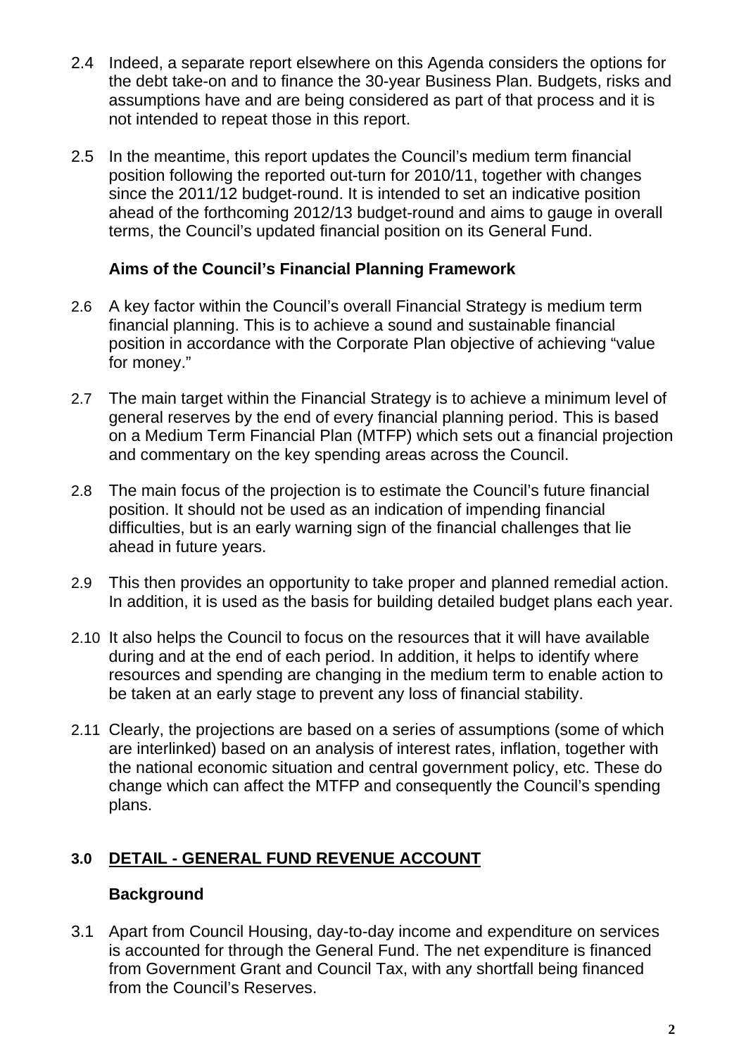2.4 Indeed, a separate report elsewhere on this Agenda considers the options for the debt take-on and to finance the 30-year Business Plan. Budgets, risks and assumptions have and are being considered as part of that process and it is not intended to repeat those in this report.

2.5 In the meantime, this report updates the Council's medium term financial position following the reported out-turn for 2010/11, together with changes since the 2011/12 budget-round. It is intended to set an indicative position ahead of the forthcoming 2012/13 budget-round and aims to gauge in overall terms, the Council's updated financial position on its General Fund.

**Aims of the Council's Financial Planning Framework**

2.6 A key factor within the Council's overall Financial Strategy is medium term financial planning. This is to achieve a sound and sustainable financial position in accordance with the Corporate Plan objective of achieving "value for money."

2.7 The main target within the Financial Strategy is to achieve a minimum level of general reserves by the end of every financial planning period. This is based on a Medium Term Financial Plan (MTFP) which sets out a financial projection and commentary on the key spending areas across the Council.

2.8 The main focus of the projection is to estimate the Council's future financial position. It should not be used as an indication of impending financial difficulties, but is an early warning sign of the financial challenges that lie ahead in future years.

2.9 This then provides an opportunity to take proper and planned remedial action. In addition, it is used as the basis for building detailed budget plans each year.

2.10 It also helps the Council to focus on the resources that it will have available during and at the end of each period. In addition, it helps to identify where resources and spending are changing in the medium term to enable action to be taken at an early stage to prevent any loss of financial stability.

2.11 Clearly, the projections are based on a series of assumptions (some of which are interlinked) based on an analysis of interest rates, inflation, together with the national economic situation and central government policy, etc. These do change which can affect the MTFP and consequently the Council's spending plans.

## 3.0 DETAIL - GENERAL FUND REVENUE ACCOUNT

**Background**

3.1 Apart from Council Housing, day-to-day income and expenditure on services is accounted for through the General Fund. The net expenditure is financed from Government Grant and Council Tax, with any shortfall being financed from the Council's Reserves.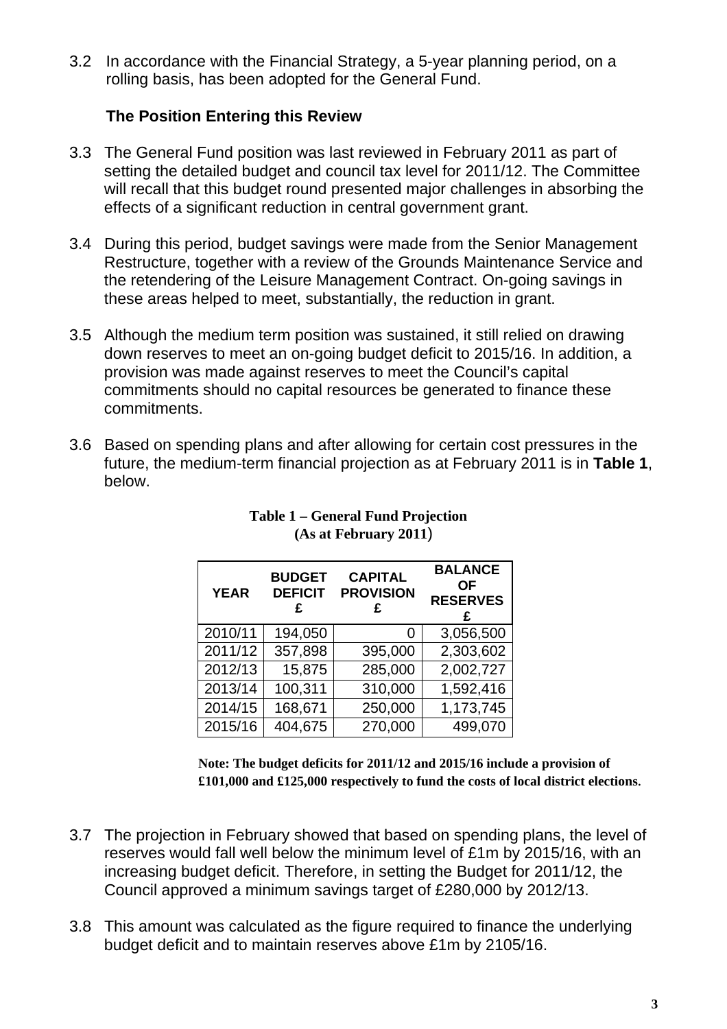3.2 In accordance with the Financial Strategy, a 5-year planning period, on a rolling basis, has been adopted for the General Fund.

### The Position Entering this Review

3.3 The General Fund position was last reviewed in February 2011 as part of setting the detailed budget and council tax level for 2011/12. The Committee will recall that this budget round presented major challenges in absorbing the effects of a significant reduction in central government grant.

3.4 During this period, budget savings were made from the Senior Management Restructure, together with a review of the Grounds Maintenance Service and the retendering of the Leisure Management Contract. On-going savings in these areas helped to meet, substantially, the reduction in grant.

3.5 Although the medium term position was sustained, it still relied on drawing down reserves to meet an on-going budget deficit to 2015/16. In addition, a provision was made against reserves to meet the Council's capital commitments should no capital resources be generated to finance these commitments.

3.6 Based on spending plans and after allowing for certain cost pressures in the future, the medium-term financial projection as at February 2011 is in **Table 1**, below.

**Table 1 – General Fund Projection (As at February 2011)**

| YEAR | BUDGET DEFICIT £ | CAPITAL PROVISION £ | BALANCE OF RESERVES £ |
|---|---|---|---|
| 2010/11 | 194,050 | 0 | 3,056,500 |
| 2011/12 | 357,898 | 395,000 | 2,303,602 |
| 2012/13 | 15,875 | 285,000 | 2,002,727 |
| 2013/14 | 100,311 | 310,000 | 1,592,416 |
| 2014/15 | 168,671 | 250,000 | 1,173,745 |
| 2015/16 | 404,675 | 270,000 | 499,070 |

**Note: The budget deficits for 2011/12 and 2015/16 include a provision of £101,000 and £125,000 respectively to fund the costs of local district elections.**

3.7 The projection in February showed that based on spending plans, the level of reserves would fall well below the minimum level of £1m by 2015/16, with an increasing budget deficit. Therefore, in setting the Budget for 2011/12, the Council approved a minimum savings target of £280,000 by 2012/13.

3.8 This amount was calculated as the figure required to finance the underlying budget deficit and to maintain reserves above £1m by 2105/16.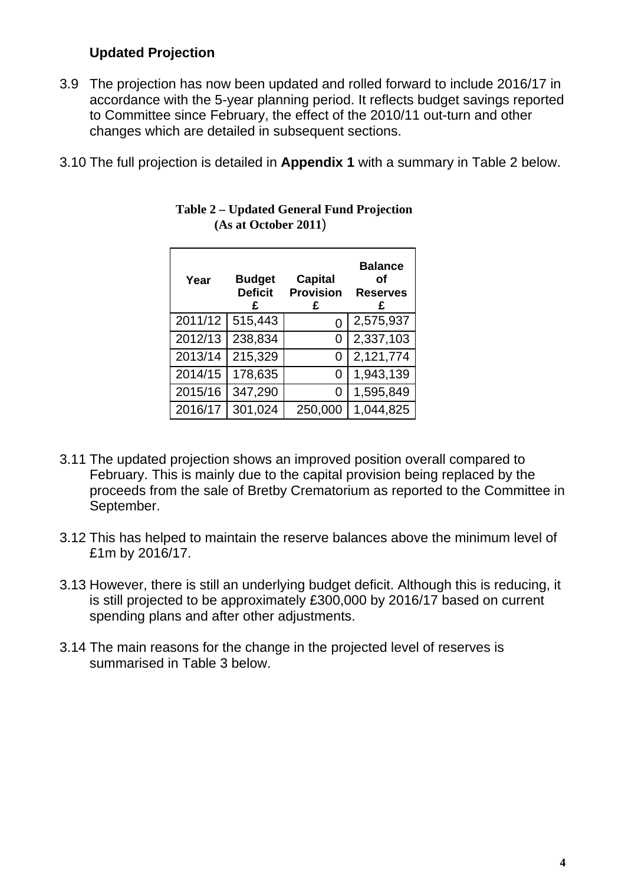### Updated Projection

3.9 The projection has now been updated and rolled forward to include 2016/17 in accordance with the 5-year planning period. It reflects budget savings reported to Committee since February, the effect of the 2010/11 out-turn and other changes which are detailed in subsequent sections.

3.10 The full projection is detailed in **Appendix 1** with a summary in Table 2 below.

**Table 2 – Updated General Fund Projection (As at October 2011)**

| Year | Budget Deficit £ | Capital Provision £ | Balance of Reserves £ |
|---|---|---|---|
| 2011/12 | 515,443 | 0 | 2,575,937 |
| 2012/13 | 238,834 | 0 | 2,337,103 |
| 2013/14 | 215,329 | 0 | 2,121,774 |
| 2014/15 | 178,635 | 0 | 1,943,139 |
| 2015/16 | 347,290 | 0 | 1,595,849 |
| 2016/17 | 301,024 | 250,000 | 1,044,825 |

3.11 The updated projection shows an improved position overall compared to February. This is mainly due to the capital provision being replaced by the proceeds from the sale of Bretby Crematorium as reported to the Committee in September.

3.12 This has helped to maintain the reserve balances above the minimum level of £1m by 2016/17.

3.13 However, there is still an underlying budget deficit. Although this is reducing, it is still projected to be approximately £300,000 by 2016/17 based on current spending plans and after other adjustments.

3.14 The main reasons for the change in the projected level of reserves is summarised in Table 3 below.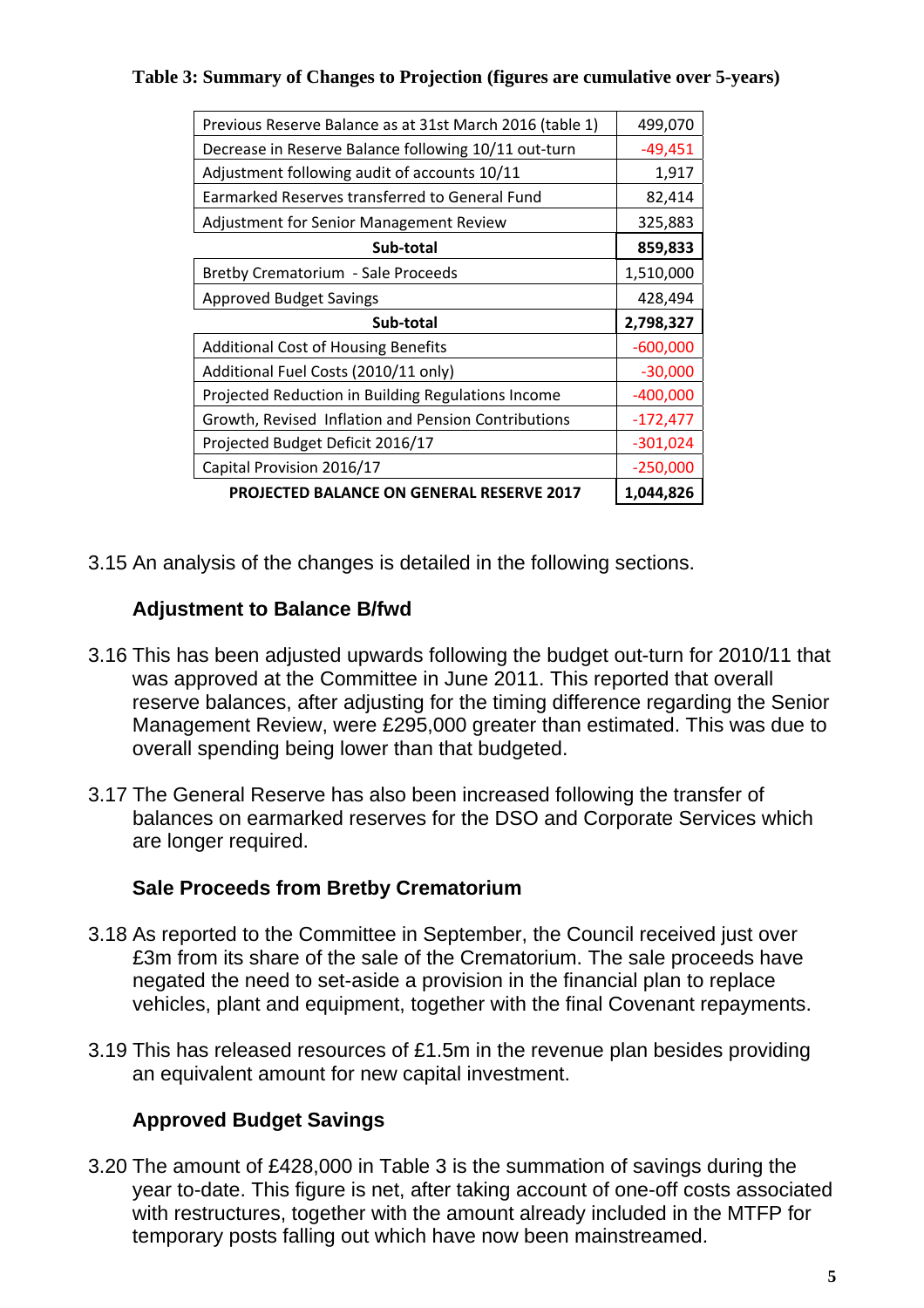**Table 3: Summary of Changes to Projection (figures are cumulative over 5-years)**

| | |
|---|---|
| Previous Reserve Balance as at 31st March 2016 (table 1) | 499,070 |
| Decrease in Reserve Balance following 10/11 out-turn | -49,451 |
| Adjustment following audit of accounts 10/11 | 1,917 |
| Earmarked Reserves transferred to General Fund | 82,414 |
| Adjustment for Senior Management Review | 325,883 |
| **Sub-total** | **859,833** |
| Bretby Crematorium - Sale Proceeds | 1,510,000 |
| Approved Budget Savings | 428,494 |
| **Sub-total** | **2,798,327** |
| Additional Cost of Housing Benefits | -600,000 |
| Additional Fuel Costs (2010/11 only) | -30,000 |
| Projected Reduction in Building Regulations Income | -400,000 |
| Growth, Revised Inflation and Pension Contributions | -172,477 |
| Projected Budget Deficit 2016/17 | -301,024 |
| Capital Provision 2016/17 | -250,000 |
| **PROJECTED BALANCE ON GENERAL RESERVE 2017** | **1,044,826** |

3.15 An analysis of the changes is detailed in the following sections.

**Adjustment to Balance B/fwd**

3.16 This has been adjusted upwards following the budget out-turn for 2010/11 that was approved at the Committee in June 2011. This reported that overall reserve balances, after adjusting for the timing difference regarding the Senior Management Review, were £295,000 greater than estimated. This was due to overall spending being lower than that budgeted.

3.17 The General Reserve has also been increased following the transfer of balances on earmarked reserves for the DSO and Corporate Services which are longer required.

**Sale Proceeds from Bretby Crematorium**

3.18 As reported to the Committee in September, the Council received just over £3m from its share of the sale of the Crematorium. The sale proceeds have negated the need to set-aside a provision in the financial plan to replace vehicles, plant and equipment, together with the final Covenant repayments.

3.19 This has released resources of £1.5m in the revenue plan besides providing an equivalent amount for new capital investment.

**Approved Budget Savings**

3.20 The amount of £428,000 in Table 3 is the summation of savings during the year to-date. This figure is net, after taking account of one-off costs associated with restructures, together with the amount already included in the MTFP for temporary posts falling out which have now been mainstreamed.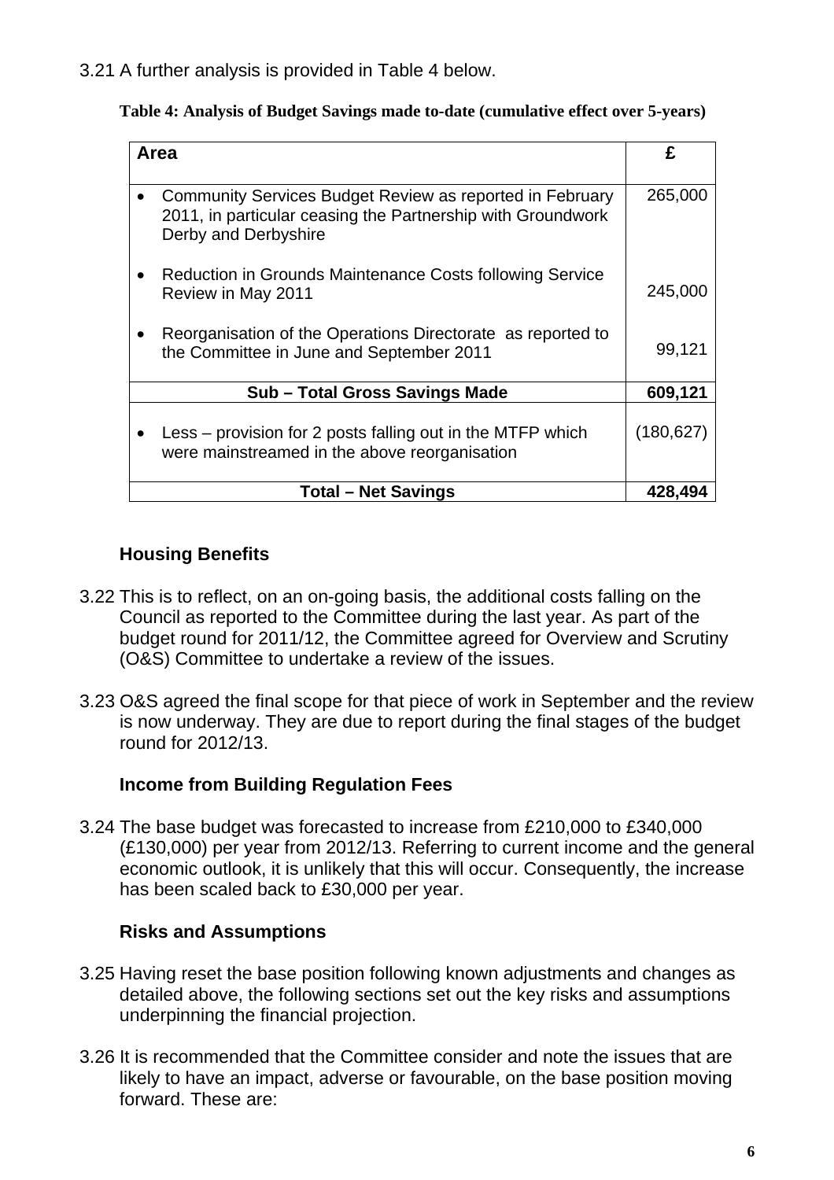3.21 A further analysis is provided in Table 4 below.

**Table 4: Analysis of Budget Savings made to-date (cumulative effect over 5-years)**

| Area | £ |
|---|---|
| • Community Services Budget Review as reported in February 2011, in particular ceasing the Partnership with Groundwork Derby and Derbyshire | 265,000 |
| • Reduction in Grounds Maintenance Costs following Service Review in May 2011 | 245,000 |
| • Reorganisation of the Operations Directorate as reported to the Committee in June and September 2011 | 99,121 |
| **Sub – Total Gross Savings Made** | **609,121** |
| • Less – provision for 2 posts falling out in the MTFP which were mainstreamed in the above reorganisation | (180,627) |
| **Total – Net Savings** | **428,494** |

### Housing Benefits

3.22 This is to reflect, on an on-going basis, the additional costs falling on the Council as reported to the Committee during the last year. As part of the budget round for 2011/12, the Committee agreed for Overview and Scrutiny (O&S) Committee to undertake a review of the issues.

3.23 O&S agreed the final scope for that piece of work in September and the review is now underway. They are due to report during the final stages of the budget round for 2012/13.

### Income from Building Regulation Fees

3.24 The base budget was forecasted to increase from £210,000 to £340,000 (£130,000) per year from 2012/13. Referring to current income and the general economic outlook, it is unlikely that this will occur. Consequently, the increase has been scaled back to £30,000 per year.

### Risks and Assumptions

3.25 Having reset the base position following known adjustments and changes as detailed above, the following sections set out the key risks and assumptions underpinning the financial projection.

3.26 It is recommended that the Committee consider and note the issues that are likely to have an impact, adverse or favourable, on the base position moving forward. These are: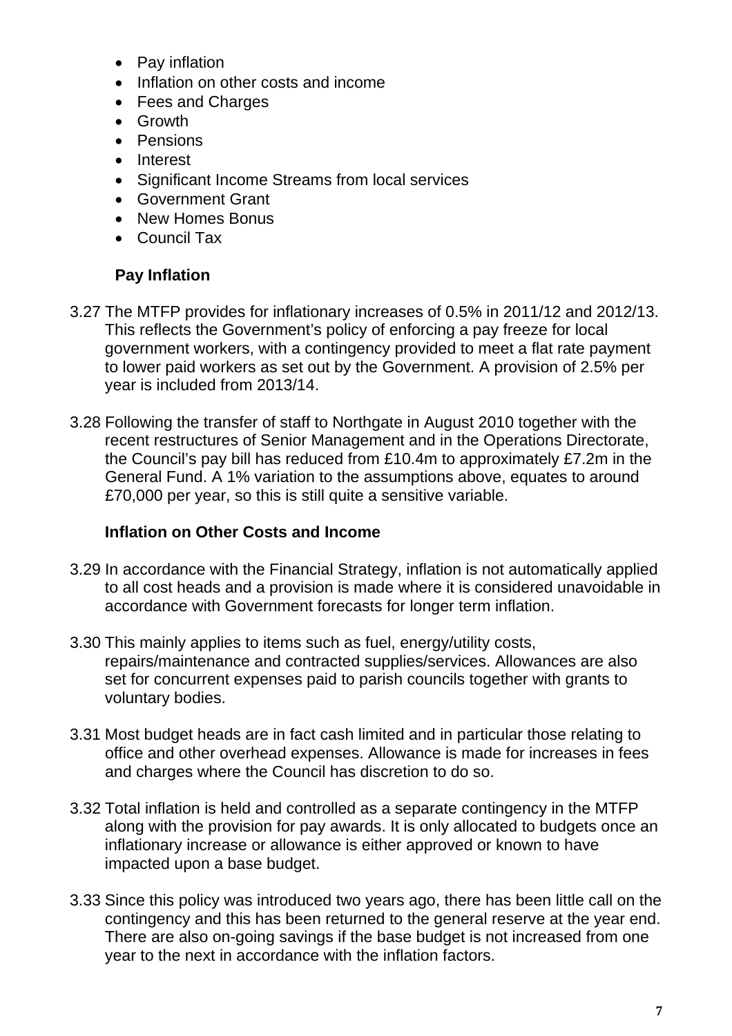- Pay inflation
- Inflation on other costs and income
- Fees and Charges
- Growth
- Pensions
- Interest
- Significant Income Streams from local services
- Government Grant
- New Homes Bonus
- Council Tax

**Pay Inflation**

3.27 The MTFP provides for inflationary increases of 0.5% in 2011/12 and 2012/13. This reflects the Government's policy of enforcing a pay freeze for local government workers, with a contingency provided to meet a flat rate payment to lower paid workers as set out by the Government. A provision of 2.5% per year is included from 2013/14.

3.28 Following the transfer of staff to Northgate in August 2010 together with the recent restructures of Senior Management and in the Operations Directorate, the Council's pay bill has reduced from £10.4m to approximately £7.2m in the General Fund. A 1% variation to the assumptions above, equates to around £70,000 per year, so this is still quite a sensitive variable.

**Inflation on Other Costs and Income**

3.29 In accordance with the Financial Strategy, inflation is not automatically applied to all cost heads and a provision is made where it is considered unavoidable in accordance with Government forecasts for longer term inflation.

3.30 This mainly applies to items such as fuel, energy/utility costs, repairs/maintenance and contracted supplies/services. Allowances are also set for concurrent expenses paid to parish councils together with grants to voluntary bodies.

3.31 Most budget heads are in fact cash limited and in particular those relating to office and other overhead expenses. Allowance is made for increases in fees and charges where the Council has discretion to do so.

3.32 Total inflation is held and controlled as a separate contingency in the MTFP along with the provision for pay awards. It is only allocated to budgets once an inflationary increase or allowance is either approved or known to have impacted upon a base budget.

3.33 Since this policy was introduced two years ago, there has been little call on the contingency and this has been returned to the general reserve at the year end. There are also on-going savings if the base budget is not increased from one year to the next in accordance with the inflation factors.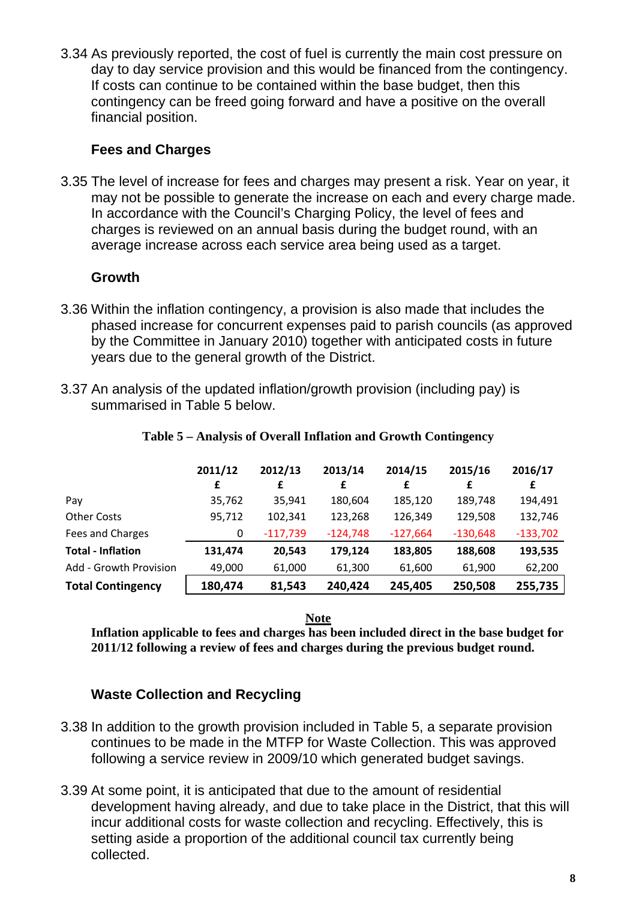3.34 As previously reported, the cost of fuel is currently the main cost pressure on day to day service provision and this would be financed from the contingency. If costs can continue to be contained within the base budget, then this contingency can be freed going forward and have a positive on the overall financial position.

### Fees and Charges

3.35 The level of increase for fees and charges may present a risk. Year on year, it may not be possible to generate the increase on each and every charge made. In accordance with the Council's Charging Policy, the level of fees and charges is reviewed on an annual basis during the budget round, with an average increase across each service area being used as a target.

### Growth

3.36 Within the inflation contingency, a provision is also made that includes the phased increase for concurrent expenses paid to parish councils (as approved by the Committee in January 2010) together with anticipated costs in future years due to the general growth of the District.

3.37 An analysis of the updated inflation/growth provision (including pay) is summarised in Table 5 below.

**Table 5 – Analysis of Overall Inflation and Growth Contingency**

| | 2011/12 £ | 2012/13 £ | 2013/14 £ | 2014/15 £ | 2015/16 £ | 2016/17 £ |
|---|---|---|---|---|---|---|
| Pay | 35,762 | 35,941 | 180,604 | 185,120 | 189,748 | 194,491 |
| Other Costs | 95,712 | 102,341 | 123,268 | 126,349 | 129,508 | 132,746 |
| Fees and Charges | 0 | -117,739 | -124,748 | -127,664 | -130,648 | -133,702 |
| **Total - Inflation** | **131,474** | **20,543** | **179,124** | **183,805** | **188,608** | **193,535** |
| Add - Growth Provision | 49,000 | 61,000 | 61,300 | 61,600 | 61,900 | 62,200 |
| **Total Contingency** | **180,474** | **81,543** | **240,424** | **245,405** | **250,508** | **255,735** |

**Note**

**Inflation applicable to fees and charges has been included direct in the base budget for 2011/12 following a review of fees and charges during the previous budget round.**

### Waste Collection and Recycling

3.38 In addition to the growth provision included in Table 5, a separate provision continues to be made in the MTFP for Waste Collection. This was approved following a service review in 2009/10 which generated budget savings.

3.39 At some point, it is anticipated that due to the amount of residential development having already, and due to take place in the District, that this will incur additional costs for waste collection and recycling. Effectively, this is setting aside a proportion of the additional council tax currently being collected.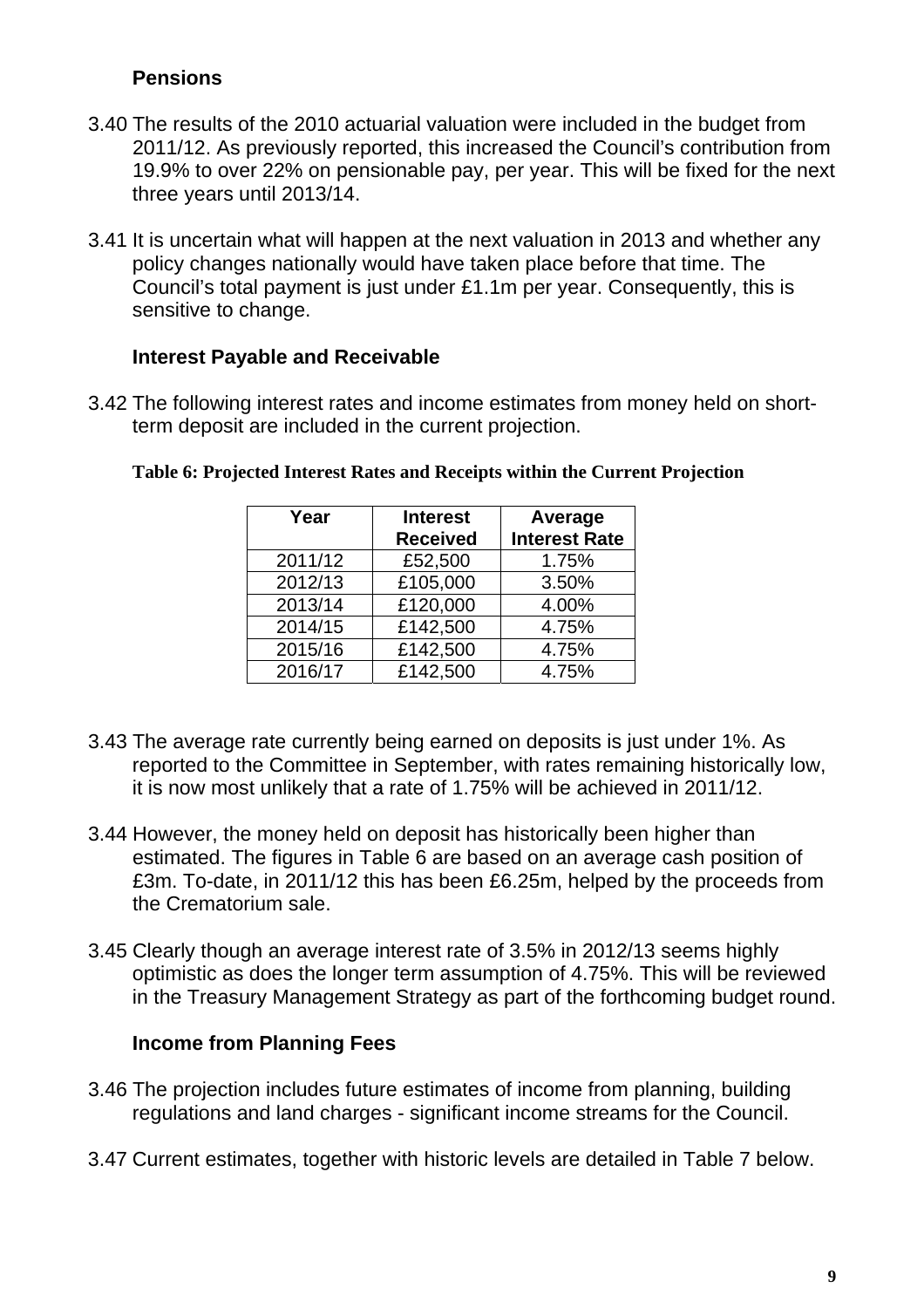### Pensions

3.40 The results of the 2010 actuarial valuation were included in the budget from 2011/12. As previously reported, this increased the Council's contribution from 19.9% to over 22% on pensionable pay, per year. This will be fixed for the next three years until 2013/14.

3.41 It is uncertain what will happen at the next valuation in 2013 and whether any policy changes nationally would have taken place before that time. The Council's total payment is just under £1.1m per year. Consequently, this is sensitive to change.

### Interest Payable and Receivable

3.42 The following interest rates and income estimates from money held on short-term deposit are included in the current projection.

**Table 6: Projected Interest Rates and Receipts within the Current Projection**

| Year | Interest Received | Average Interest Rate |
|---|---|---|
| 2011/12 | £52,500 | 1.75% |
| 2012/13 | £105,000 | 3.50% |
| 2013/14 | £120,000 | 4.00% |
| 2014/15 | £142,500 | 4.75% |
| 2015/16 | £142,500 | 4.75% |
| 2016/17 | £142,500 | 4.75% |

3.43 The average rate currently being earned on deposits is just under 1%. As reported to the Committee in September, with rates remaining historically low, it is now most unlikely that a rate of 1.75% will be achieved in 2011/12.

3.44 However, the money held on deposit has historically been higher than estimated. The figures in Table 6 are based on an average cash position of £3m. To-date, in 2011/12 this has been £6.25m, helped by the proceeds from the Crematorium sale.

3.45 Clearly though an average interest rate of 3.5% in 2012/13 seems highly optimistic as does the longer term assumption of 4.75%. This will be reviewed in the Treasury Management Strategy as part of the forthcoming budget round.

### Income from Planning Fees

3.46 The projection includes future estimates of income from planning, building regulations and land charges - significant income streams for the Council.

3.47 Current estimates, together with historic levels are detailed in Table 7 below.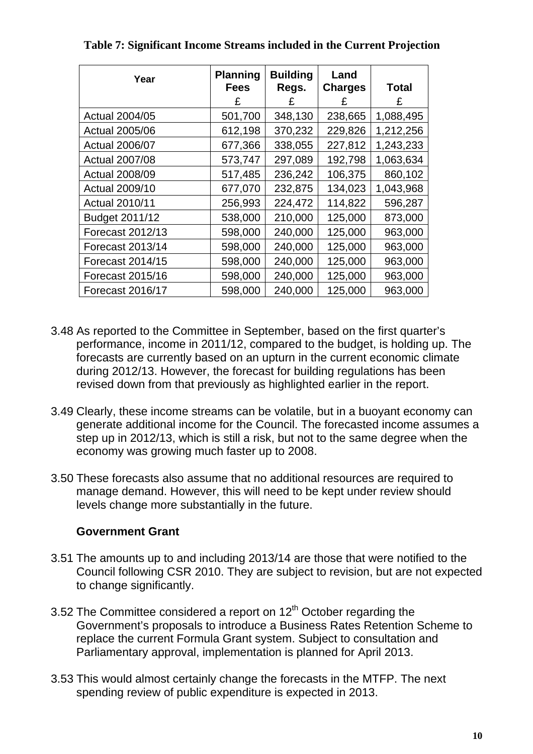**Table 7: Significant Income Streams included in the Current Projection**

| Year | Planning Fees £ | Building Regs. £ | Land Charges £ | Total £ |
|---|---|---|---|---|
| Actual 2004/05 | 501,700 | 348,130 | 238,665 | 1,088,495 |
| Actual 2005/06 | 612,198 | 370,232 | 229,826 | 1,212,256 |
| Actual 2006/07 | 677,366 | 338,055 | 227,812 | 1,243,233 |
| Actual 2007/08 | 573,747 | 297,089 | 192,798 | 1,063,634 |
| Actual 2008/09 | 517,485 | 236,242 | 106,375 | 860,102 |
| Actual 2009/10 | 677,070 | 232,875 | 134,023 | 1,043,968 |
| Actual 2010/11 | 256,993 | 224,472 | 114,822 | 596,287 |
| Budget 2011/12 | 538,000 | 210,000 | 125,000 | 873,000 |
| Forecast 2012/13 | 598,000 | 240,000 | 125,000 | 963,000 |
| Forecast 2013/14 | 598,000 | 240,000 | 125,000 | 963,000 |
| Forecast 2014/15 | 598,000 | 240,000 | 125,000 | 963,000 |
| Forecast 2015/16 | 598,000 | 240,000 | 125,000 | 963,000 |
| Forecast 2016/17 | 598,000 | 240,000 | 125,000 | 963,000 |

3.48 As reported to the Committee in September, based on the first quarter's performance, income in 2011/12, compared to the budget, is holding up. The forecasts are currently based on an upturn in the current economic climate during 2012/13. However, the forecast for building regulations has been revised down from that previously as highlighted earlier in the report.

3.49 Clearly, these income streams can be volatile, but in a buoyant economy can generate additional income for the Council. The forecasted income assumes a step up in 2012/13, which is still a risk, but not to the same degree when the economy was growing much faster up to 2008.

3.50 These forecasts also assume that no additional resources are required to manage demand. However, this will need to be kept under review should levels change more substantially in the future.

**Government Grant**

3.51 The amounts up to and including 2013/14 are those that were notified to the Council following CSR 2010. They are subject to revision, but are not expected to change significantly.

3.52 The Committee considered a report on 12th October regarding the Government's proposals to introduce a Business Rates Retention Scheme to replace the current Formula Grant system. Subject to consultation and Parliamentary approval, implementation is planned for April 2013.

3.53 This would almost certainly change the forecasts in the MTFP. The next spending review of public expenditure is expected in 2013.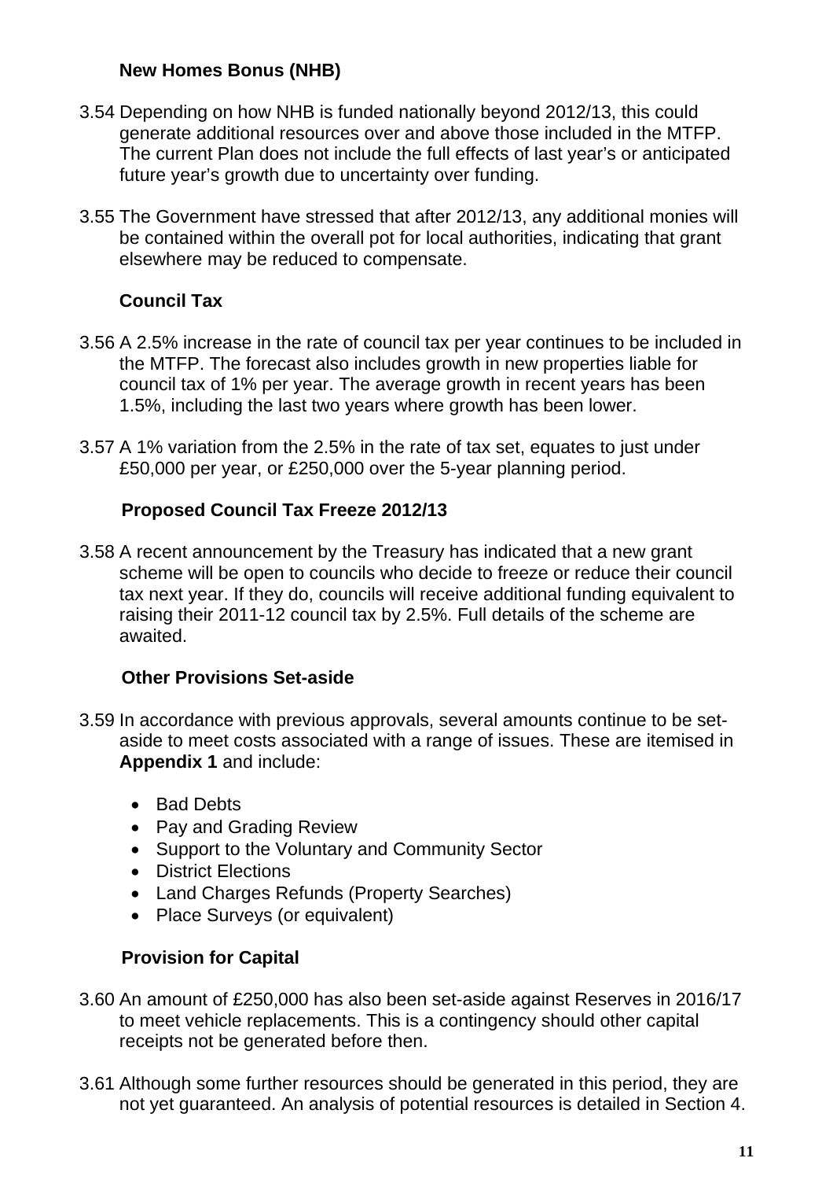### New Homes Bonus (NHB)

3.54 Depending on how NHB is funded nationally beyond 2012/13, this could generate additional resources over and above those included in the MTFP. The current Plan does not include the full effects of last year's or anticipated future year's growth due to uncertainty over funding.

3.55 The Government have stressed that after 2012/13, any additional monies will be contained within the overall pot for local authorities, indicating that grant elsewhere may be reduced to compensate.

### Council Tax

3.56 A 2.5% increase in the rate of council tax per year continues to be included in the MTFP. The forecast also includes growth in new properties liable for council tax of 1% per year. The average growth in recent years has been 1.5%, including the last two years where growth has been lower.

3.57 A 1% variation from the 2.5% in the rate of tax set, equates to just under £50,000 per year, or £250,000 over the 5-year planning period.

### Proposed Council Tax Freeze 2012/13

3.58 A recent announcement by the Treasury has indicated that a new grant scheme will be open to councils who decide to freeze or reduce their council tax next year. If they do, councils will receive additional funding equivalent to raising their 2011-12 council tax by 2.5%. Full details of the scheme are awaited.

### Other Provisions Set-aside

3.59 In accordance with previous approvals, several amounts continue to be set-aside to meet costs associated with a range of issues. These are itemised in **Appendix 1** and include:

- Bad Debts
- Pay and Grading Review
- Support to the Voluntary and Community Sector
- District Elections
- Land Charges Refunds (Property Searches)
- Place Surveys (or equivalent)

### Provision for Capital

3.60 An amount of £250,000 has also been set-aside against Reserves in 2016/17 to meet vehicle replacements. This is a contingency should other capital receipts not be generated before then.

3.61 Although some further resources should be generated in this period, they are not yet guaranteed. An analysis of potential resources is detailed in Section 4.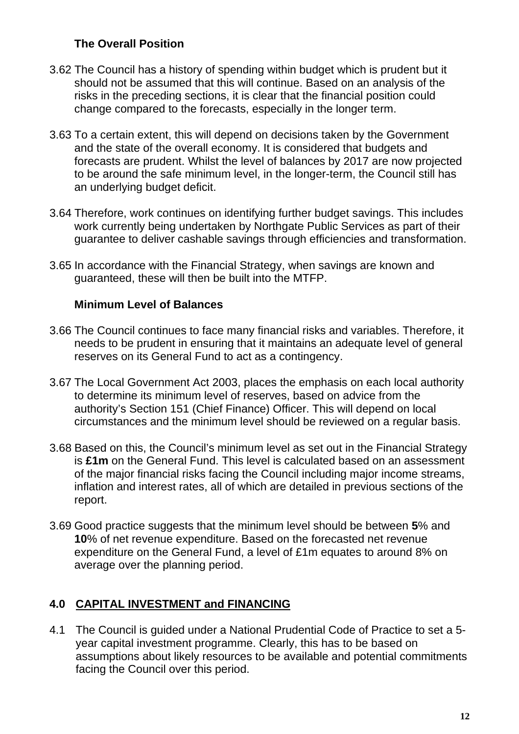### The Overall Position

3.62 The Council has a history of spending within budget which is prudent but it should not be assumed that this will continue. Based on an analysis of the risks in the preceding sections, it is clear that the financial position could change compared to the forecasts, especially in the longer term.

3.63 To a certain extent, this will depend on decisions taken by the Government and the state of the overall economy. It is considered that budgets and forecasts are prudent. Whilst the level of balances by 2017 are now projected to be around the safe minimum level, in the longer-term, the Council still has an underlying budget deficit.

3.64 Therefore, work continues on identifying further budget savings. This includes work currently being undertaken by Northgate Public Services as part of their guarantee to deliver cashable savings through efficiencies and transformation.

3.65 In accordance with the Financial Strategy, when savings are known and guaranteed, these will then be built into the MTFP.

### Minimum Level of Balances

3.66 The Council continues to face many financial risks and variables. Therefore, it needs to be prudent in ensuring that it maintains an adequate level of general reserves on its General Fund to act as a contingency.

3.67 The Local Government Act 2003, places the emphasis on each local authority to determine its minimum level of reserves, based on advice from the authority's Section 151 (Chief Finance) Officer. This will depend on local circumstances and the minimum level should be reviewed on a regular basis.

3.68 Based on this, the Council's minimum level as set out in the Financial Strategy is **£1m** on the General Fund. This level is calculated based on an assessment of the major financial risks facing the Council including major income streams, inflation and interest rates, all of which are detailed in previous sections of the report.

3.69 Good practice suggests that the minimum level should be between **5**% and **10**% of net revenue expenditure. Based on the forecasted net revenue expenditure on the General Fund, a level of £1m equates to around 8% on average over the planning period.

## 4.0 CAPITAL INVESTMENT and FINANCING

4.1 The Council is guided under a National Prudential Code of Practice to set a 5-year capital investment programme. Clearly, this has to be based on assumptions about likely resources to be available and potential commitments facing the Council over this period.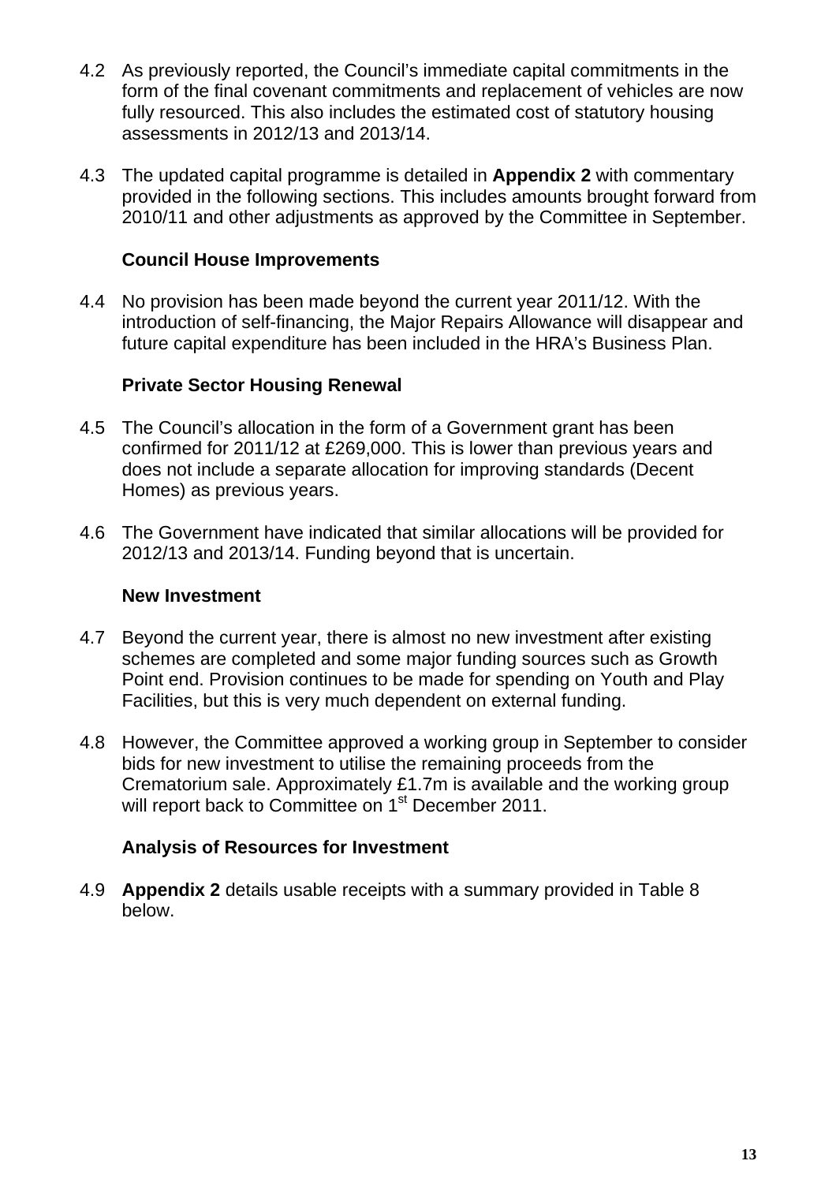4.2 As previously reported, the Council's immediate capital commitments in the form of the final covenant commitments and replacement of vehicles are now fully resourced. This also includes the estimated cost of statutory housing assessments in 2012/13 and 2013/14.

4.3 The updated capital programme is detailed in **Appendix 2** with commentary provided in the following sections. This includes amounts brought forward from 2010/11 and other adjustments as approved by the Committee in September.

**Council House Improvements**

4.4 No provision has been made beyond the current year 2011/12. With the introduction of self-financing, the Major Repairs Allowance will disappear and future capital expenditure has been included in the HRA's Business Plan.

**Private Sector Housing Renewal**

4.5 The Council's allocation in the form of a Government grant has been confirmed for 2011/12 at £269,000. This is lower than previous years and does not include a separate allocation for improving standards (Decent Homes) as previous years.

4.6 The Government have indicated that similar allocations will be provided for 2012/13 and 2013/14. Funding beyond that is uncertain.

**New Investment**

4.7 Beyond the current year, there is almost no new investment after existing schemes are completed and some major funding sources such as Growth Point end. Provision continues to be made for spending on Youth and Play Facilities, but this is very much dependent on external funding.

4.8 However, the Committee approved a working group in September to consider bids for new investment to utilise the remaining proceeds from the Crematorium sale. Approximately £1.7m is available and the working group will report back to Committee on 1st December 2011.

**Analysis of Resources for Investment**

4.9 **Appendix 2** details usable receipts with a summary provided in Table 8 below.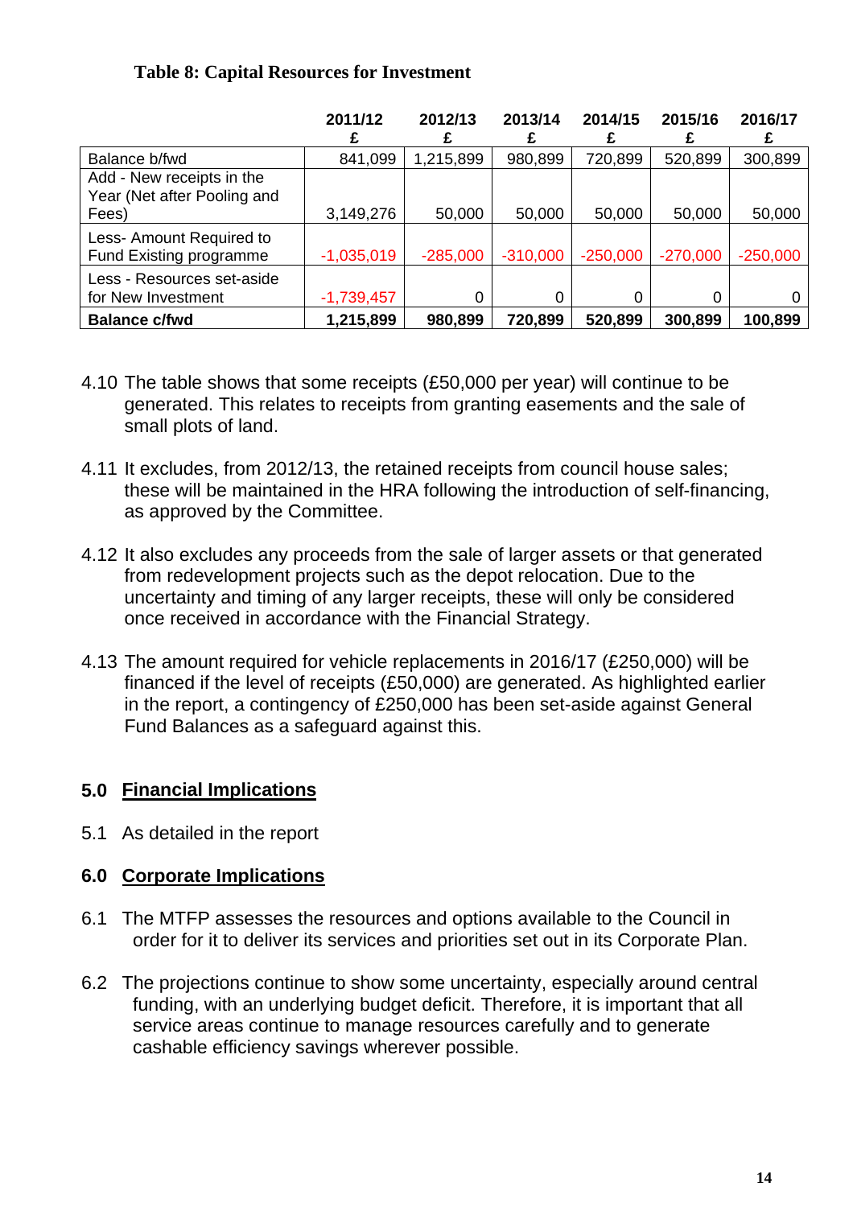**Table 8: Capital Resources for Investment**

| | 2011/12 £ | 2012/13 £ | 2013/14 £ | 2014/15 £ | 2015/16 £ | 2016/17 £ |
|---|---|---|---|---|---|---|
| Balance b/fwd | 841,099 | 1,215,899 | 980,899 | 720,899 | 520,899 | 300,899 |
| Add - New receipts in the Year (Net after Pooling and Fees) | 3,149,276 | 50,000 | 50,000 | 50,000 | 50,000 | 50,000 |
| Less- Amount Required to Fund Existing programme | -1,035,019 | -285,000 | -310,000 | -250,000 | -270,000 | -250,000 |
| Less - Resources set-aside for New Investment | -1,739,457 | 0 | 0 | 0 | 0 | 0 |
| **Balance c/fwd** | **1,215,899** | **980,899** | **720,899** | **520,899** | **300,899** | **100,899** |

4.10 The table shows that some receipts (£50,000 per year) will continue to be generated. This relates to receipts from granting easements and the sale of small plots of land.

4.11 It excludes, from 2012/13, the retained receipts from council house sales; these will be maintained in the HRA following the introduction of self-financing, as approved by the Committee.

4.12 It also excludes any proceeds from the sale of larger assets or that generated from redevelopment projects such as the depot relocation. Due to the uncertainty and timing of any larger receipts, these will only be considered once received in accordance with the Financial Strategy.

4.13 The amount required for vehicle replacements in 2016/17 (£250,000) will be financed if the level of receipts (£50,000) are generated. As highlighted earlier in the report, a contingency of £250,000 has been set-aside against General Fund Balances as a safeguard against this.

## 5.0 Financial Implications

5.1 As detailed in the report

## 6.0 Corporate Implications

6.1 The MTFP assesses the resources and options available to the Council in order for it to deliver its services and priorities set out in its Corporate Plan.

6.2 The projections continue to show some uncertainty, especially around central funding, with an underlying budget deficit. Therefore, it is important that all service areas continue to manage resources carefully and to generate cashable efficiency savings wherever possible.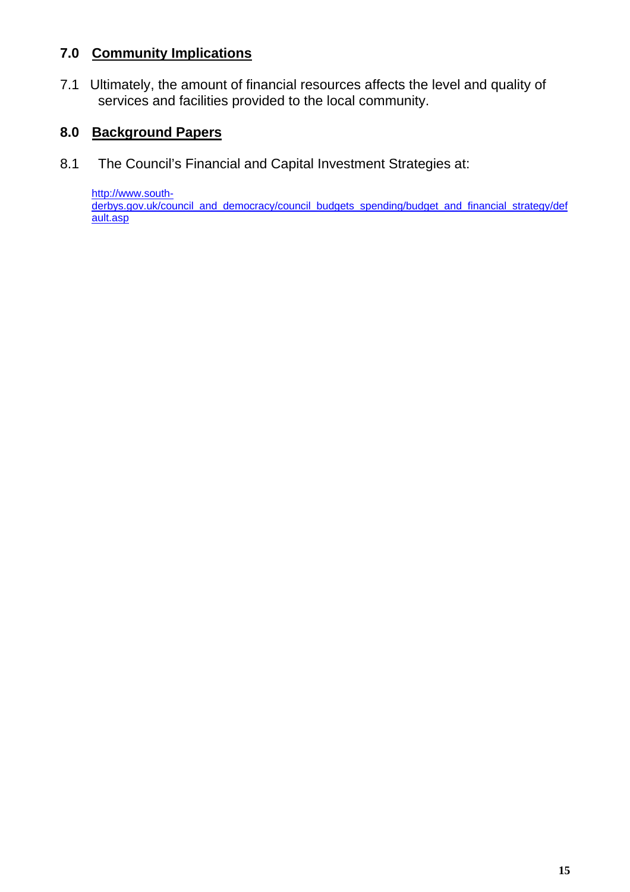## 7.0 Community Implications

7.1 Ultimately, the amount of financial resources affects the level and quality of services and facilities provided to the local community.

## 8.0 Background Papers

8.1 The Council's Financial and Capital Investment Strategies at:

http://www.south-derbys.gov.uk/council_and_democracy/council_budgets_spending/budget_and_financial_strategy/default.asp